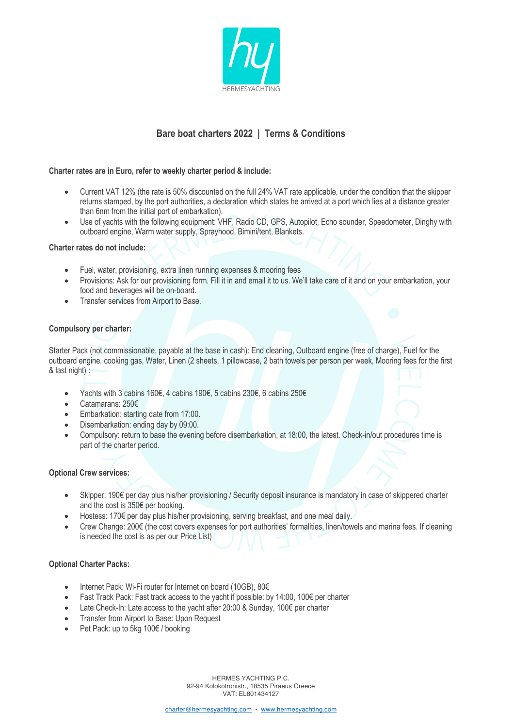# Bare boat charters 2022 | Terms & Conditions

**Charter rates are in Euro, refer to weekly charter period & include:**

- Current VAT 12% (the rate is 50% discounted on the full 24% VAT rate applicable, under the condition that the skipper returns stamped, by the port authorities, a declaration which states he arrived at a port which lies at a distance greater than 6nm from the initial port of embarkation).
- Use of yachts with the following equipment: VHF, Radio CD, GPS, Autopilot, Echo sounder, Speedometer, Dinghy with outboard engine, Warm water supply, Sprayhood, Bimini/tent, Blankets.

**Charter rates do not include:**

- Fuel, water, provisioning, extra linen running expenses & mooring fees
- Provisions: Ask for our provisioning form. Fill it in and email it to us. We'll take care of it and on your embarkation, your food and beverages will be on-board.
- Transfer services from Airport to Base.

**Compulsory per charter:**

Starter Pack (not commissionable, payable at the base in cash): End cleaning, Outboard engine (free of charge), Fuel for the outboard engine, cooking gas, Water, Linen (2 sheets, 1 pillowcase, 2 bath towels per person per week, Mooring fees for the first & last night) :

- Yachts with 3 cabins 160€, 4 cabins 190€, 5 cabins 230€, 6 cabins 250€
- Catamarans: 250€
- Embarkation: starting date from 17:00.
- Disembarkation: ending day by 09:00.
- Compulsory: return to base the evening before disembarkation, at 18:00, the latest. Check-in/out procedures time is part of the charter period.

**Optional Crew services:**

- Skipper: 190€ per day plus his/her provisioning / Security deposit insurance is mandatory in case of skippered charter and the cost is 350€ per booking.
- Hostess: 170€ per day plus his/her provisioning, serving breakfast, and one meal daily.
- Crew Change: 200€ (the cost covers expenses for port authorities' formalities, linen/towels and marina fees. If cleaning is needed the cost is as per our Price List)

**Optional Charter Packs:**

- Internet Pack: Wi-Fi router for Internet on board (10GB), 80€
- Fast Track Pack: Fast track access to the yacht if possible: by 14:00, 100€ per charter
- Late Check-In: Late access to the yacht after 20:00 & Sunday, 100€ per charter
- Transfer from Airport to Base: Upon Request
- Pet Pack: up to 5kg 100€ / booking

HERMES YACHTING P.C.
92-94 Kolokotronistr., 18535 Piraeus Greece
VAT: EL801434127

charter@hermesyachting.com - www.hermesyachting.com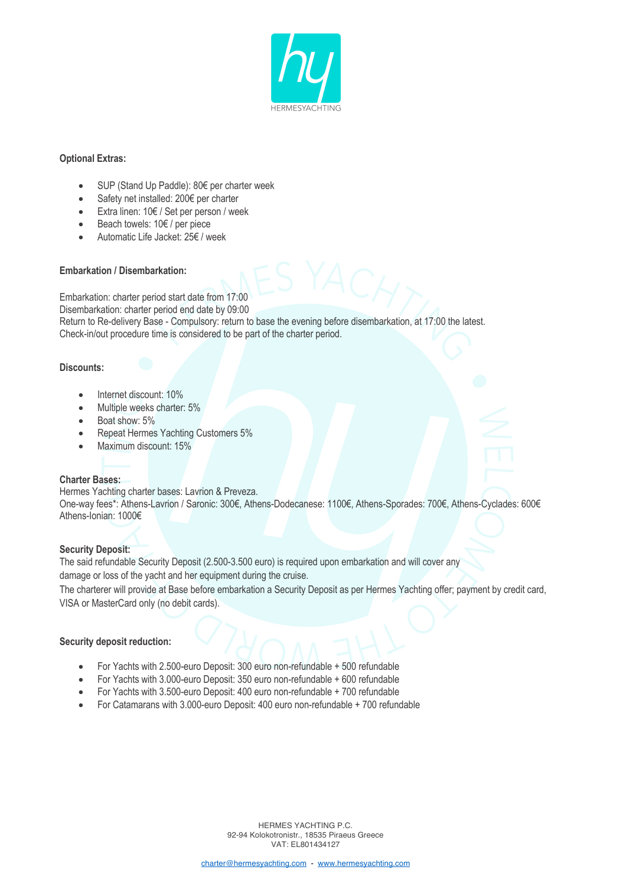**Optional Extras:**

- SUP (Stand Up Paddle): 80€ per charter week
- Safety net installed: 200€ per charter
- Extra linen: 10€ / Set per person / week
- Beach towels: 10€ / per piece
- Automatic Life Jacket: 25€ / week

**Embarkation / Disembarkation:**

Embarkation: charter period start date from 17:00
Disembarkation: charter period end date by 09:00
Return to Re-delivery Base - Compulsory: return to base the evening before disembarkation, at 17:00 the latest.
Check-in/out procedure time is considered to be part of the charter period.

**Discounts:**

- Internet discount: 10%
- Multiple weeks charter: 5%
- Boat show: 5%
- Repeat Hermes Yachting Customers 5%
- Maximum discount: 15%

**Charter Bases:**
Hermes Yachting charter bases: Lavrion & Preveza.
One-way fees*: Athens-Lavrion / Saronic: 300€, Athens-Dodecanese: 1100€, Athens-Sporades: 700€, Athens-Cyclades: 600€ Athens-Ionian: 1000€

**Security Deposit:**
The said refundable Security Deposit (2.500-3.500 euro) is required upon embarkation and will cover any damage or loss of the yacht and her equipment during the cruise.
The charterer will provide at Base before embarkation a Security Deposit as per Hermes Yachting offer; payment by credit card, VISA or MasterCard only (no debit cards).

**Security deposit reduction:**

- For Yachts with 2.500-euro Deposit: 300 euro non-refundable + 500 refundable
- For Yachts with 3.000-euro Deposit: 350 euro non-refundable + 600 refundable
- For Yachts with 3.500-euro Deposit: 400 euro non-refundable + 700 refundable
- For Catamarans with 3.000-euro Deposit: 400 euro non-refundable + 700 refundable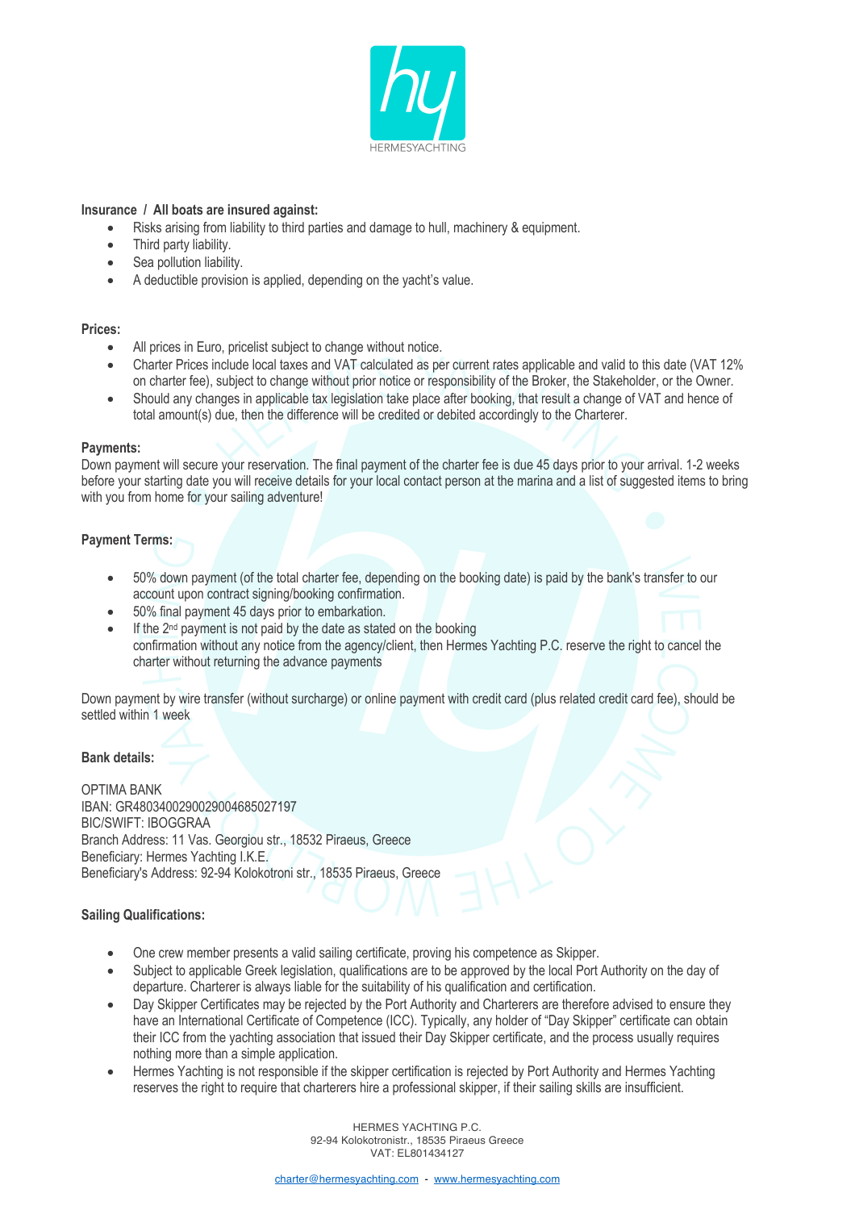**Insurance / All boats are insured against:**

- Risks arising from liability to third parties and damage to hull, machinery & equipment.
- Third party liability.
- Sea pollution liability.
- A deductible provision is applied, depending on the yacht's value.

**Prices:**

- All prices in Euro, pricelist subject to change without notice.
- Charter Prices include local taxes and VAT calculated as per current rates applicable and valid to this date (VAT 12% on charter fee), subject to change without prior notice or responsibility of the Broker, the Stakeholder, or the Owner.
- Should any changes in applicable tax legislation take place after booking, that result a change of VAT and hence of total amount(s) due, then the difference will be credited or debited accordingly to the Charterer.

**Payments:**

Down payment will secure your reservation. The final payment of the charter fee is due 45 days prior to your arrival. 1-2 weeks before your starting date you will receive details for your local contact person at the marina and a list of suggested items to bring with you from home for your sailing adventure!

**Payment Terms:**

- 50% down payment (of the total charter fee, depending on the booking date) is paid by the bank's transfer to our account upon contract signing/booking confirmation.
- 50% final payment 45 days prior to embarkation.
- If the 2nd payment is not paid by the date as stated on the booking confirmation without any notice from the agency/client, then Hermes Yachting P.C. reserve the right to cancel the charter without returning the advance payments

Down payment by wire transfer (without surcharge) or online payment with credit card (plus related credit card fee), should be settled within 1 week

**Bank details:**

OPTIMA BANK
IBAN: GR4803400290029004685027197
BIC/SWIFT: IBOGGRAA
Branch Address: 11 Vas. Georgiou str., 18532 Piraeus, Greece
Beneficiary: Hermes Yachting I.K.E.
Beneficiary's Address: 92-94 Kolokotroni str., 18535 Piraeus, Greece

**Sailing Qualifications:**

- One crew member presents a valid sailing certificate, proving his competence as Skipper.
- Subject to applicable Greek legislation, qualifications are to be approved by the local Port Authority on the day of departure. Charterer is always liable for the suitability of his qualification and certification.
- Day Skipper Certificates may be rejected by the Port Authority and Charterers are therefore advised to ensure they have an International Certificate of Competence (ICC). Typically, any holder of "Day Skipper" certificate can obtain their ICC from the yachting association that issued their Day Skipper certificate, and the process usually requires nothing more than a simple application.
- Hermes Yachting is not responsible if the skipper certification is rejected by Port Authority and Hermes Yachting reserves the right to require that charterers hire a professional skipper, if their sailing skills are insufficient.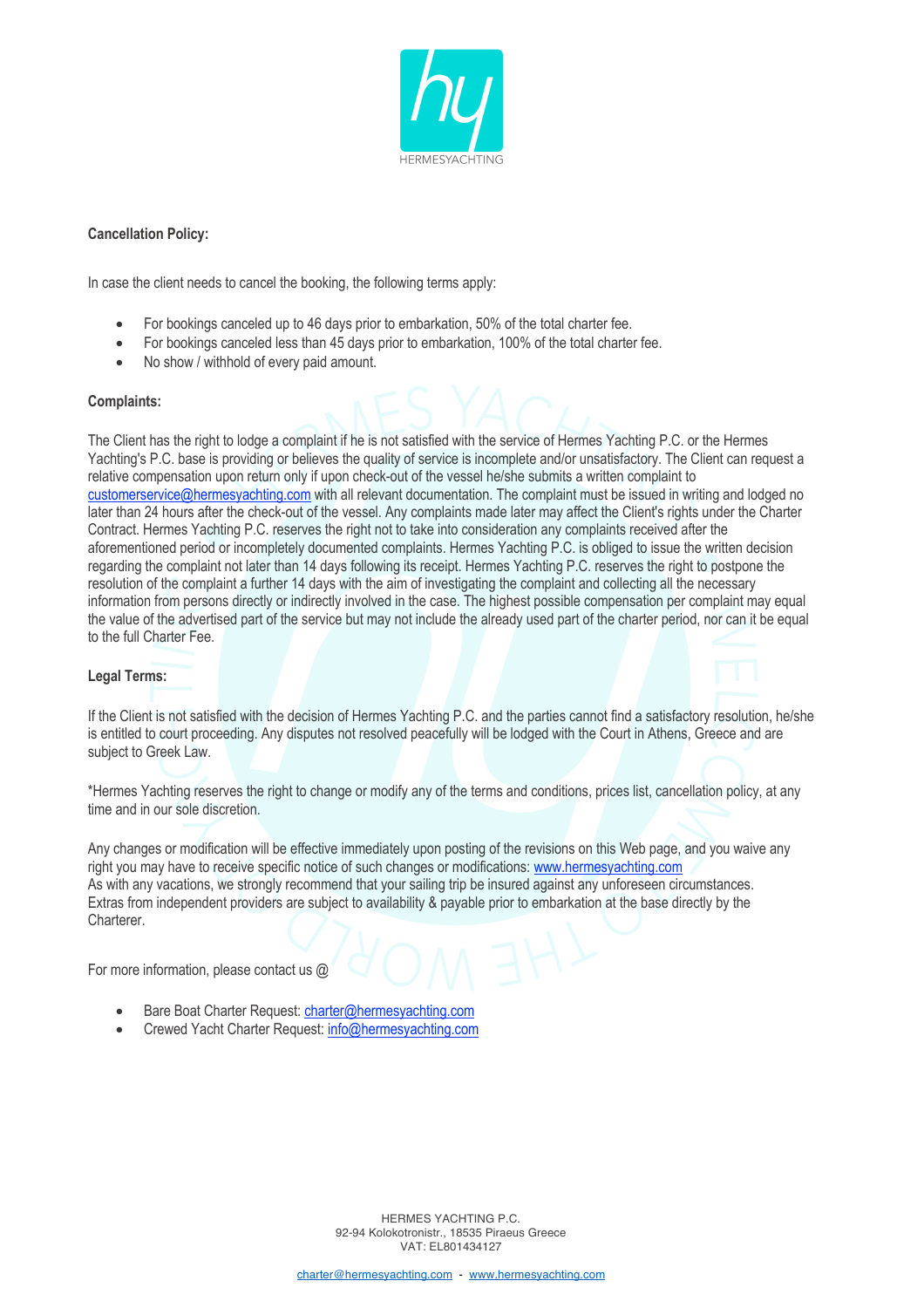**Cancellation Policy:**

In case the client needs to cancel the booking, the following terms apply:

- For bookings canceled up to 46 days prior to embarkation, 50% of the total charter fee.
- For bookings canceled less than 45 days prior to embarkation, 100% of the total charter fee.
- No show / withhold of every paid amount.

**Complaints:**

The Client has the right to lodge a complaint if he is not satisfied with the service of Hermes Yachting P.C. or the Hermes Yachting's P.C. base is providing or believes the quality of service is incomplete and/or unsatisfactory. The Client can request a relative compensation upon return only if upon check-out of the vessel he/she submits a written complaint to customerservice@hermesyachting.com with all relevant documentation. The complaint must be issued in writing and lodged no later than 24 hours after the check-out of the vessel. Any complaints made later may affect the Client's rights under the Charter Contract. Hermes Yachting P.C. reserves the right not to take into consideration any complaints received after the aforementioned period or incompletely documented complaints. Hermes Yachting P.C. is obliged to issue the written decision regarding the complaint not later than 14 days following its receipt. Hermes Yachting P.C. reserves the right to postpone the resolution of the complaint a further 14 days with the aim of investigating the complaint and collecting all the necessary information from persons directly or indirectly involved in the case. The highest possible compensation per complaint may equal the value of the advertised part of the service but may not include the already used part of the charter period, nor can it be equal to the full Charter Fee.

**Legal Terms:**

If the Client is not satisfied with the decision of Hermes Yachting P.C. and the parties cannot find a satisfactory resolution, he/she is entitled to court proceeding. Any disputes not resolved peacefully will be lodged with the Court in Athens, Greece and are subject to Greek Law.

*Hermes Yachting reserves the right to change or modify any of the terms and conditions, prices list, cancellation policy, at any time and in our sole discretion.

Any changes or modification will be effective immediately upon posting of the revisions on this Web page, and you waive any right you may have to receive specific notice of such changes or modifications: www.hermesyachting.com
As with any vacations, we strongly recommend that your sailing trip be insured against any unforeseen circumstances.
Extras from independent providers are subject to availability & payable prior to embarkation at the base directly by the Charterer.

For more information, please contact us @

- Bare Boat Charter Request: charter@hermesyachting.com
- Crewed Yacht Charter Request: info@hermesyachting.com

HERMES YACHTING P.C.
92-94 Kolokotronistr., 18535 Piraeus Greece
VAT: EL801434127

charter@hermesyachting.com - www.hermesyachting.com